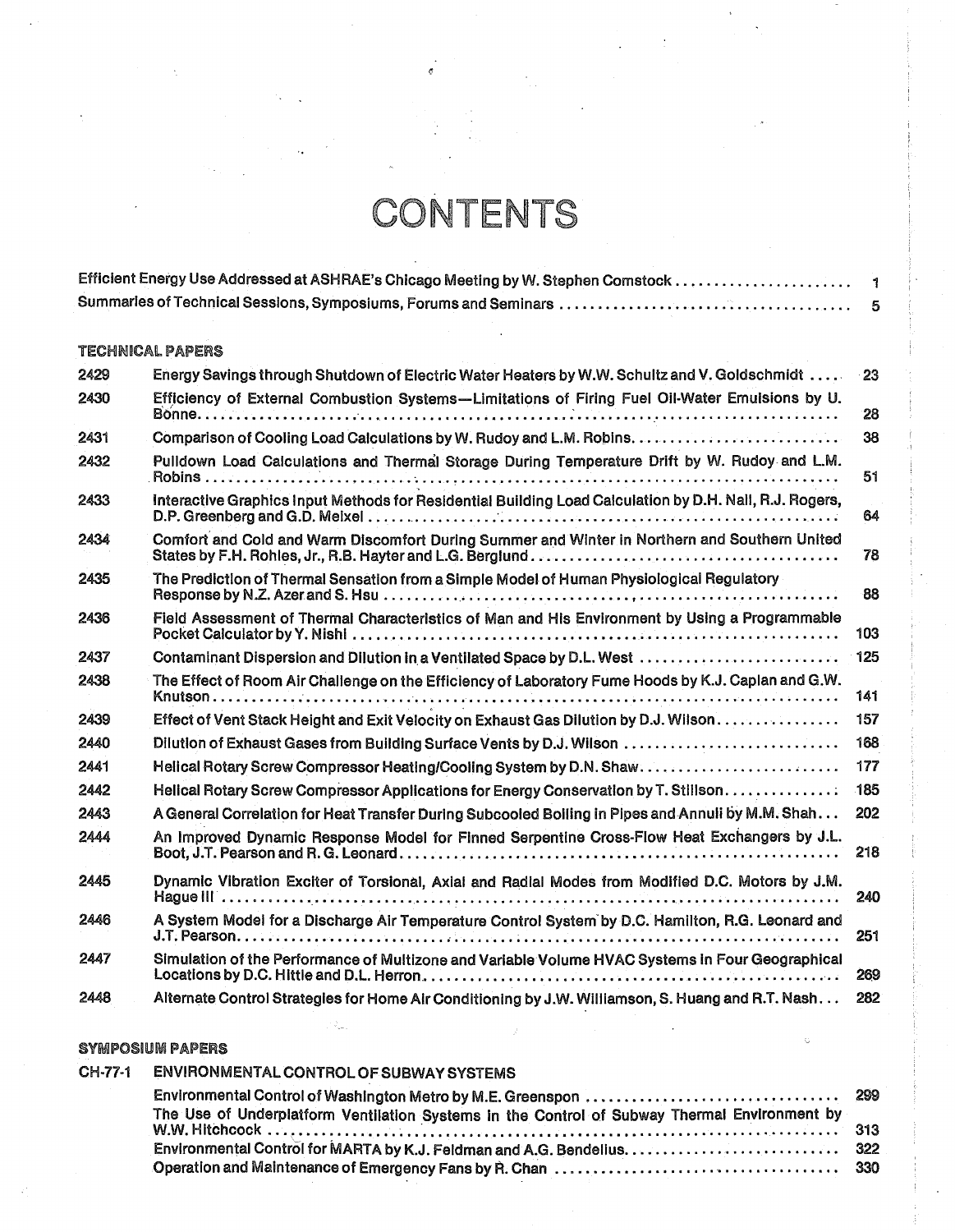# CONTENTS

| | |
|---|---|
| Efficient Energy Use Addressed at ASHRAE's Chicago Meeting by W. Stephen Comstock | 1 |
| Summaries of Technical Sessions, Symposiums, Forums and Seminars | 5 |

## TECHNICAL PAPERS

| | | |
|---|---|---|
| 2429 | Energy Savings through Shutdown of Electric Water Heaters by W.W. Schultz and V. Goldschmidt | 23 |
| 2430 | Efficiency of External Combustion Systems—Limitations of Firing Fuel Oil-Water Emulsions by U. Bonne | 28 |
| 2431 | Comparison of Cooling Load Calculations by W. Rudoy and L.M. Robins | 38 |
| 2432 | Pulldown Load Calculations and Thermal Storage During Temperature Drift by W. Rudoy and L.M. Robins | 51 |
| 2433 | Interactive Graphics Input Methods for Residential Building Load Calculation by D.H. Nall, R.J. Rogers, D.P. Greenberg and G.D. Meixel | 64 |
| 2434 | Comfort and Cold and Warm Discomfort During Summer and Winter in Northern and Southern United States by F.H. Rohles, Jr., R.B. Hayter and L.G. Berglund | 78 |
| 2435 | The Prediction of Thermal Sensation from a Simple Model of Human Physiological Regulatory Response by N.Z. Azer and S. Hsu | 88 |
| 2436 | Field Assessment of Thermal Characteristics of Man and His Environment by Using a Programmable Pocket Calculator by Y. Nishi | 103 |
| 2437 | Contaminant Dispersion and Dilution in a Ventilated Space by D.L. West | 125 |
| 2438 | The Effect of Room Air Challenge on the Efficiency of Laboratory Fume Hoods by K.J. Caplan and G.W. Knutson | 141 |
| 2439 | Effect of Vent Stack Height and Exit Velocity on Exhaust Gas Dilution by D.J. Wilson | 157 |
| 2440 | Dilution of Exhaust Gases from Building Surface Vents by D.J. Wilson | 168 |
| 2441 | Helical Rotary Screw Compressor Heating/Cooling System by D.N. Shaw | 177 |
| 2442 | Helical Rotary Screw Compressor Applications for Energy Conservation by T. Stillson | 185 |
| 2443 | A General Correlation for Heat Transfer During Subcooled Boiling in Pipes and Annuli by M.M. Shah | 202 |
| 2444 | An Improved Dynamic Response Model for Finned Serpentine Cross-Flow Heat Exchangers by J.L. Boot, J.T. Pearson and R. G. Leonard | 218 |
| 2445 | Dynamic Vibration Exciter of Torsional, Axial and Radial Modes from Modified D.C. Motors by J.M. Hague III | 240 |
| 2446 | A System Model for a Discharge Air Temperature Control System by D.C. Hamilton, R.G. Leonard and J.T. Pearson | 251 |
| 2447 | Simulation of the Performance of Multizone and Variable Volume HVAC Systems in Four Geographical Locations by D.C. Hittle and D.L. Herron | 269 |
| 2448 | Alternate Control Strategies for Home Air Conditioning by J.W. Williamson, S. Huang and R.T. Nash | 282 |

## SYMPOSIUM PAPERS

| | | |
|---|---|---|
| CH-77-1 | ENVIRONMENTAL CONTROL OF SUBWAY SYSTEMS | |
| | Environmental Control of Washington Metro by M.E. Greenspon | 299 |
| | The Use of Underplatform Ventilation Systems in the Control of Subway Thermal Environment by W.W. Hitchcock | 313 |
| | Environmental Control for MARTA by K.J. Feldman and A.G. Bendelius | 322 |
| | Operation and Maintenance of Emergency Fans by R. Chan | 330 |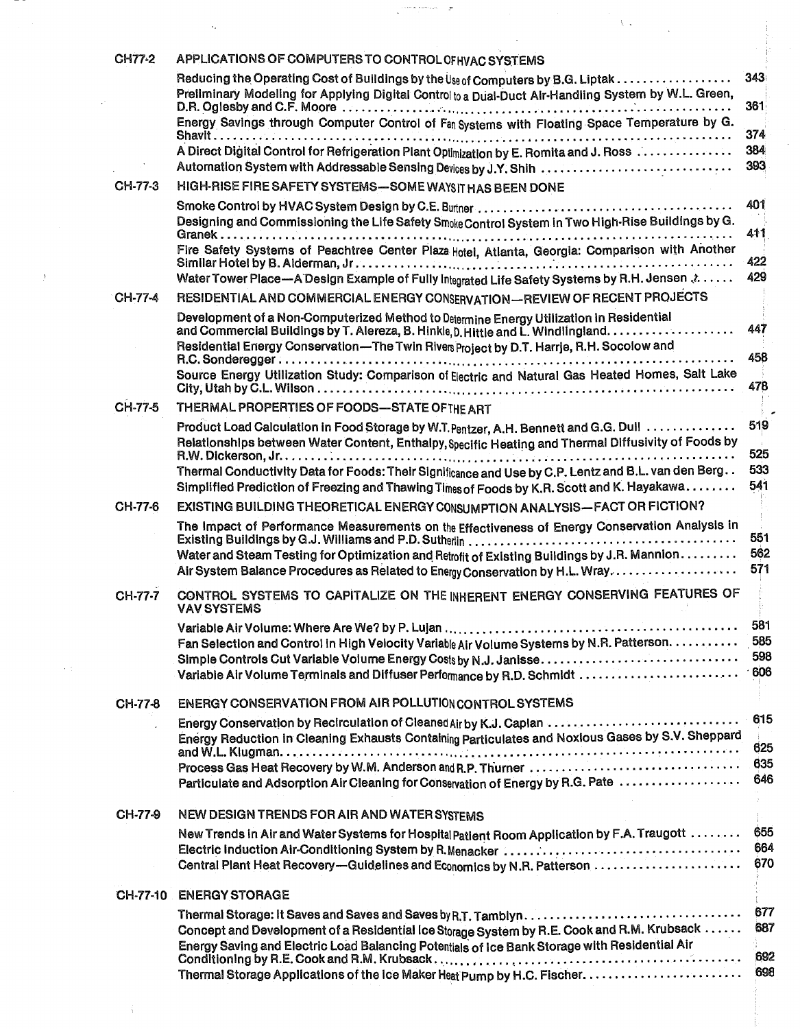**CH77-2 APPLICATIONS OF COMPUTERS TO CONTROL OF HVAC SYSTEMS**

- Reducing the Operating Cost of Buildings by the Use of Computers by B.G. Liptak .................. 343
- Preliminary Modeling for Applying Digital Control to a Dual-Duct Air-Handling System by W.L. Green, D.R. Oglesby and C.F. Moore .................. 361
- Energy Savings through Computer Control of Fan Systems with Floating Space Temperature by G. Shavit .................. 374
- A Direct Digital Control for Refrigeration Plant Optimization by E. Romita and J. Ross .................. 384
- Automation System with Addressable Sensing Devices by J.Y. Shih .................. 393

**CH-77-3 HIGH-RISE FIRE SAFETY SYSTEMS—SOME WAYS IT HAS BEEN DONE**

- Smoke Control by HVAC System Design by C.E. Burtner .................. 401
- Designing and Commissioning the Life Safety Smoke Control System in Two High-Rise Buildings by G. Granek .................. 411
- Fire Safety Systems of Peachtree Center Plaza Hotel, Atlanta, Georgia: Comparison with Another Similar Hotel by B. Alderman, Jr .................. 422
- Water Tower Place—A Design Example of Fully Integrated Life Safety Systems by R.H. Jensen .................. 429

**CH-77-4 RESIDENTIAL AND COMMERCIAL ENERGY CONSERVATION—REVIEW OF RECENT PROJECTS**

- Development of a Non-Computerized Method to Determine Energy Utilization in Residential and Commercial Buildings by T. Alereza, B. Hinkle, D. Hittle and L. Windlingland .................. 447
- Residential Energy Conservation—The Twin Rivers Project by D.T. Harrje, R.H. Socolow and R.C. Sonderegger .................. 458
- Source Energy Utilization Study: Comparison of Electric and Natural Gas Heated Homes, Salt Lake City, Utah by C.L. Wilson .................. 478

**CH-77-5 THERMAL PROPERTIES OF FOODS—STATE OF THE ART**

- Product Load Calculation in Food Storage by W.T. Pentzer, A.H. Bennett and G.G. Dull .................. 519
- Relationships between Water Content, Enthalpy, Specific Heating and Thermal Diffusivity of Foods by R.W. Dickerson, Jr. .................. 525
- Thermal Conductivity Data for Foods: Their Significance and Use by C.P. Lentz and B.L. van den Berg .................. 533
- Simplified Prediction of Freezing and Thawing Times of Foods by K.R. Scott and K. Hayakawa .................. 541

**CH-77-6 EXISTING BUILDING THEORETICAL ENERGY CONSUMPTION ANALYSIS—FACT OR FICTION?**

- The Impact of Performance Measurements on the Effectiveness of Energy Conservation Analysis in Existing Buildings by G.J. Williams and P.D. Sutherlin .................. 551
- Water and Steam Testing for Optimization and Retrofit of Existing Buildings by J.R. Mannion .................. 562
- Air System Balance Procedures as Related to Energy Conservation by H.L. Wray .................. 571

**CH-77-7 CONTROL SYSTEMS TO CAPITALIZE ON THE INHERENT ENERGY CONSERVING FEATURES OF VAV SYSTEMS**

- Variable Air Volume: Where Are We? by P. Lujan .................. 581
- Fan Selection and Control in High Velocity Variable Air Volume Systems by N.R. Patterson .................. 585
- Simple Controls Cut Variable Volume Energy Costs by N.J. Janisse .................. 598
- Variable Air Volume Terminals and Diffuser Performance by R.D. Schmidt .................. 606

**CH-77-8 ENERGY CONSERVATION FROM AIR POLLUTION CONTROL SYSTEMS**

- Energy Conservation by Recirculation of Cleaned Air by K.J. Caplan .................. 615
- Energy Reduction in Cleaning Exhausts Containing Particulates and Noxious Gases by S.V. Sheppard and W.L. Klugman .................. 625
- Process Gas Heat Recovery by W.M. Anderson and R.P. Thurner .................. 635
- Particulate and Adsorption Air Cleaning for Conservation of Energy by R.G. Pate .................. 646

**CH-77-9 NEW DESIGN TRENDS FOR AIR AND WATER SYSTEMS**

- New Trends in Air and Water Systems for Hospital Patient Room Application by F.A. Traugott .................. 655
- Electric Induction Air-Conditioning System by R. Menacker .................. 664
- Central Plant Heat Recovery—Guidelines and Economics by N.R. Patterson .................. 670

**CH-77-10 ENERGY STORAGE**

- Thermal Storage: It Saves and Saves and Saves by R.T. Tamblyn .................. 677
- Concept and Development of a Residential Ice Storage System by R.E. Cook and R.M. Krubsack .................. 687
- Energy Saving and Electric Load Balancing Potentials of Ice Bank Storage with Residential Air Conditioning by R.E. Cook and R.M. Krubsack .................. 692
- Thermal Storage Applications of the Ice Maker Heat Pump by H.C. Fischer .................. 698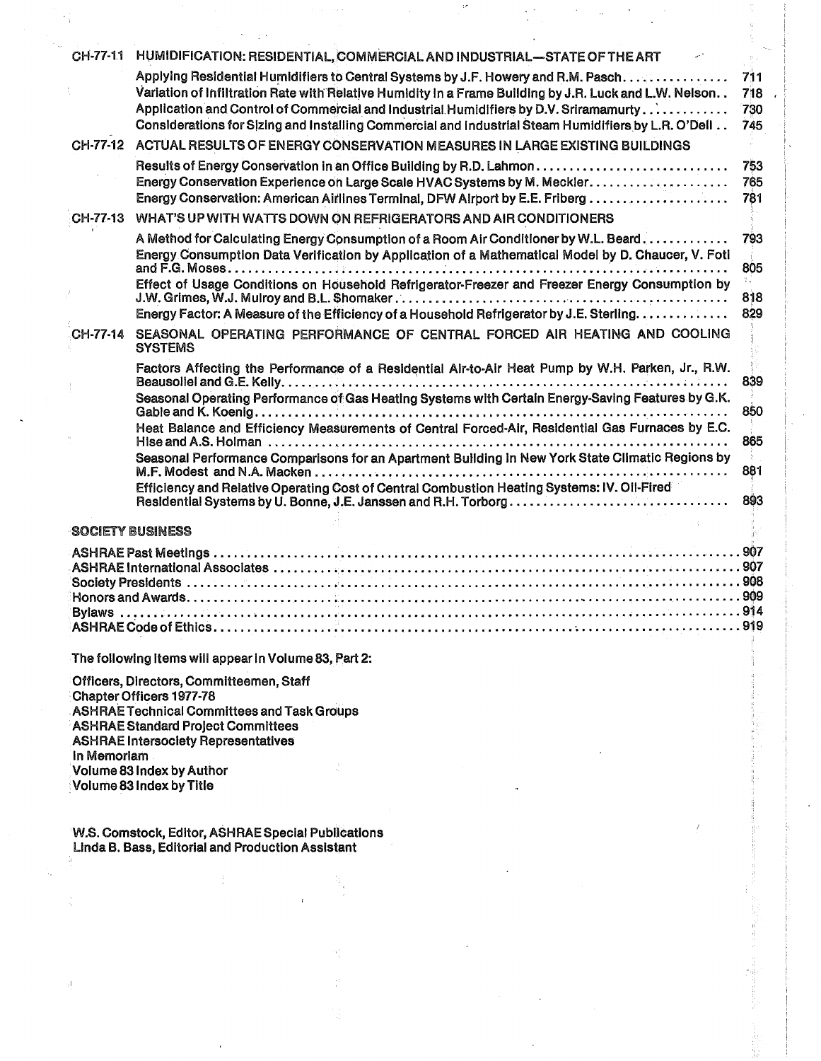**CH-77-11 HUMIDIFICATION: RESIDENTIAL, COMMERCIAL AND INDUSTRIAL—STATE OF THE ART**

- Applying Residential Humidifiers to Central Systems by J.F. Howery and R.M. Pasch ..... 711
- Variation of Infiltration Rate with Relative Humidity in a Frame Building by J.R. Luck and L.W. Nelson .. 718
- Application and Control of Commercial and Industrial Humidifiers by D.V. Sriramamurty ..... 730
- Considerations for Sizing and Installing Commercial and Industrial Steam Humidifiers by L.R. O'Dell .. 745

**CH-77-12 ACTUAL RESULTS OF ENERGY CONSERVATION MEASURES IN LARGE EXISTING BUILDINGS**

- Results of Energy Conservation in an Office Building by R.D. Lahmon ..... 753
- Energy Conservation Experience on Large Scale HVAC Systems by M. Meckler ..... 765
- Energy Conservation: American Airlines Terminal, DFW Airport by E.E. Friberg ..... 781

**CH-77-13 WHAT'S UP WITH WATTS DOWN ON REFRIGERATORS AND AIR CONDITIONERS**

- A Method for Calculating Energy Consumption of a Room Air Conditioner by W.L. Beard ..... 793
- Energy Consumption Data Verification by Application of a Mathematical Model by D. Chaucer, V. Foti and F.G. Moses ..... 805
- Effect of Usage Conditions on Household Refrigerator-Freezer and Freezer Energy Consumption by J.W. Grimes, W.J. Mulroy and B.L. Shomaker ..... 818
- Energy Factor: A Measure of the Efficiency of a Household Refrigerator by J.E. Sterling ..... 829

**CH-77-14 SEASONAL OPERATING PERFORMANCE OF CENTRAL FORCED AIR HEATING AND COOLING SYSTEMS**

- Factors Affecting the Performance of a Residential Air-to-Air Heat Pump by W.H. Parken, Jr., R.W. Beausoliel and G.E. Kelly ..... 839
- Seasonal Operating Performance of Gas Heating Systems with Certain Energy-Saving Features by G.K. Gable and K. Koenig ..... 850
- Heat Balance and Efficiency Measurements of Central Forced-Air, Residential Gas Furnaces by E.C. Hise and A.S. Holman ..... 865
- Seasonal Performance Comparisons for an Apartment Building in New York State Climatic Regions by M.F. Modest and N.A. Macken ..... 881
- Efficiency and Relative Operating Cost of Central Combustion Heating Systems: IV. Oil-Fired Residential Systems by U. Bonne, J.E. Janssen and R.H. Torborg ..... 893

## SOCIETY BUSINESS

- ASHRAE Past Meetings ..... 907
- ASHRAE International Associates ..... 907
- Society Presidents ..... 908
- Honors and Awards ..... 909
- Bylaws ..... 914
- ASHRAE Code of Ethics ..... 919

The following items will appear in Volume 83, Part 2:

Officers, Directors, Committeemen, Staff
Chapter Officers 1977-78
ASHRAE Technical Committees and Task Groups
ASHRAE Standard Project Committees
ASHRAE Intersociety Representatives
In Memoriam
Volume 83 Index by Author
Volume 83 Index by Title

W.S. Comstock, Editor, ASHRAE Special Publications
Linda B. Bass, Editorial and Production Assistant